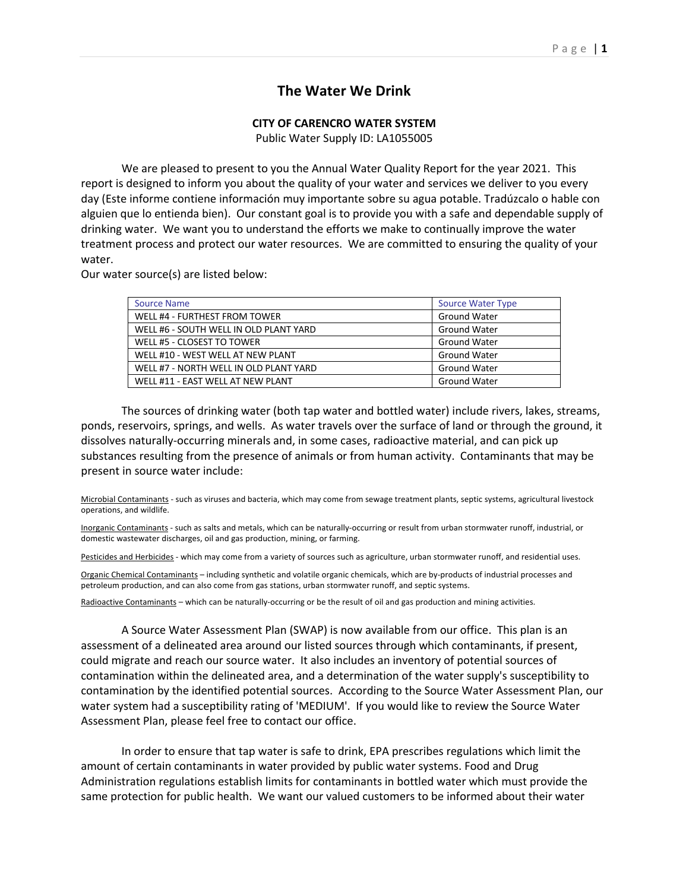# The Water We Drink

**CITY OF CARENCRO WATER SYSTEM**

Public Water Supply ID: LA1055005

We are pleased to present to you the Annual Water Quality Report for the year 2021. This report is designed to inform you about the quality of your water and services we deliver to you every day (Este informe contiene información muy importante sobre su agua potable. Tradúzcalo o hable con alguien que lo entienda bien). Our constant goal is to provide you with a safe and dependable supply of drinking water. We want you to understand the efforts we make to continually improve the water treatment process and protect our water resources. We are committed to ensuring the quality of your water.

Our water source(s) are listed below:

| Source Name | Source Water Type |
|---|---|
| WELL #4 - FURTHEST FROM TOWER | Ground Water |
| WELL #6 - SOUTH WELL IN OLD PLANT YARD | Ground Water |
| WELL #5 - CLOSEST TO TOWER | Ground Water |
| WELL #10 - WEST WELL AT NEW PLANT | Ground Water |
| WELL #7 - NORTH WELL IN OLD PLANT YARD | Ground Water |
| WELL #11 - EAST WELL AT NEW PLANT | Ground Water |

The sources of drinking water (both tap water and bottled water) include rivers, lakes, streams, ponds, reservoirs, springs, and wells. As water travels over the surface of land or through the ground, it dissolves naturally-occurring minerals and, in some cases, radioactive material, and can pick up substances resulting from the presence of animals or from human activity. Contaminants that may be present in source water include:

Microbial Contaminants - such as viruses and bacteria, which may come from sewage treatment plants, septic systems, agricultural livestock operations, and wildlife.

Inorganic Contaminants - such as salts and metals, which can be naturally-occurring or result from urban stormwater runoff, industrial, or domestic wastewater discharges, oil and gas production, mining, or farming.

Pesticides and Herbicides - which may come from a variety of sources such as agriculture, urban stormwater runoff, and residential uses.

Organic Chemical Contaminants – including synthetic and volatile organic chemicals, which are by-products of industrial processes and petroleum production, and can also come from gas stations, urban stormwater runoff, and septic systems.

Radioactive Contaminants – which can be naturally-occurring or be the result of oil and gas production and mining activities.

A Source Water Assessment Plan (SWAP) is now available from our office. This plan is an assessment of a delineated area around our listed sources through which contaminants, if present, could migrate and reach our source water. It also includes an inventory of potential sources of contamination within the delineated area, and a determination of the water supply's susceptibility to contamination by the identified potential sources. According to the Source Water Assessment Plan, our water system had a susceptibility rating of 'MEDIUM'. If you would like to review the Source Water Assessment Plan, please feel free to contact our office.

In order to ensure that tap water is safe to drink, EPA prescribes regulations which limit the amount of certain contaminants in water provided by public water systems. Food and Drug Administration regulations establish limits for contaminants in bottled water which must provide the same protection for public health. We want our valued customers to be informed about their water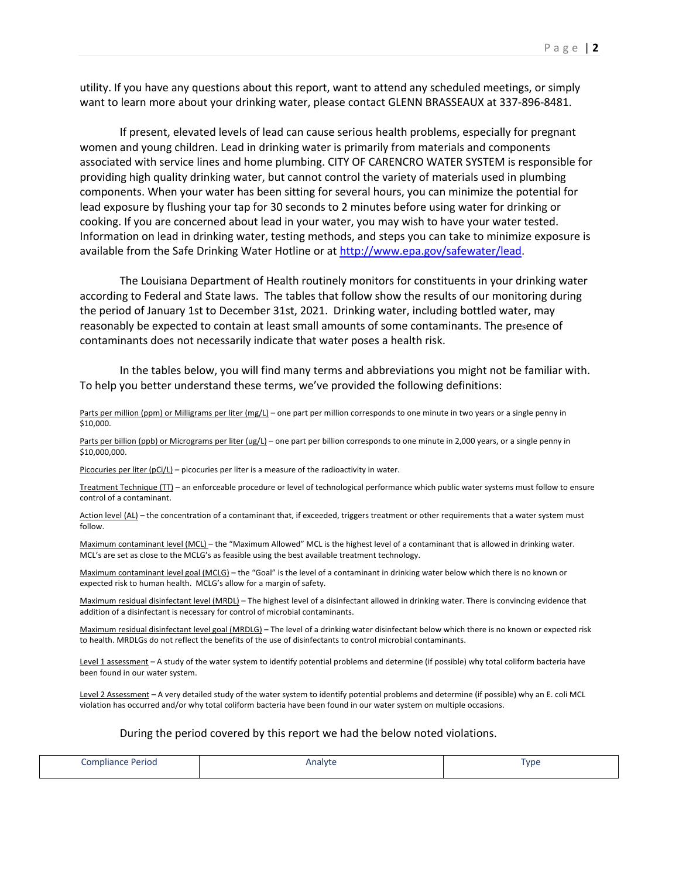utility. If you have any questions about this report, want to attend any scheduled meetings, or simply want to learn more about your drinking water, please contact GLENN BRASSEAUX at 337-896-8481.

If present, elevated levels of lead can cause serious health problems, especially for pregnant women and young children. Lead in drinking water is primarily from materials and components associated with service lines and home plumbing. CITY OF CARENCRO WATER SYSTEM is responsible for providing high quality drinking water, but cannot control the variety of materials used in plumbing components. When your water has been sitting for several hours, you can minimize the potential for lead exposure by flushing your tap for 30 seconds to 2 minutes before using water for drinking or cooking. If you are concerned about lead in your water, you may wish to have your water tested. Information on lead in drinking water, testing methods, and steps you can take to minimize exposure is available from the Safe Drinking Water Hotline or at http://www.epa.gov/safewater/lead.

The Louisiana Department of Health routinely monitors for constituents in your drinking water according to Federal and State laws. The tables that follow show the results of our monitoring during the period of January 1st to December 31st, 2021. Drinking water, including bottled water, may reasonably be expected to contain at least small amounts of some contaminants. The presence of contaminants does not necessarily indicate that water poses a health risk.

In the tables below, you will find many terms and abbreviations you might not be familiar with. To help you better understand these terms, we've provided the following definitions:

Parts per million (ppm) or Milligrams per liter (mg/L) – one part per million corresponds to one minute in two years or a single penny in $10,000.

Parts per billion (ppb) or Micrograms per liter (ug/L) – one part per billion corresponds to one minute in 2,000 years, or a single penny in $10,000,000.

Picocuries per liter (pCi/L) – picocuries per liter is a measure of the radioactivity in water.

Treatment Technique (TT) – an enforceable procedure or level of technological performance which public water systems must follow to ensure control of a contaminant.

Action level (AL) – the concentration of a contaminant that, if exceeded, triggers treatment or other requirements that a water system must follow.

Maximum contaminant level (MCL) – the "Maximum Allowed" MCL is the highest level of a contaminant that is allowed in drinking water. MCL's are set as close to the MCLG's as feasible using the best available treatment technology.

Maximum contaminant level goal (MCLG) – the "Goal" is the level of a contaminant in drinking water below which there is no known or expected risk to human health. MCLG's allow for a margin of safety.

Maximum residual disinfectant level (MRDL) – The highest level of a disinfectant allowed in drinking water. There is convincing evidence that addition of a disinfectant is necessary for control of microbial contaminants.

Maximum residual disinfectant level goal (MRDLG) – The level of a drinking water disinfectant below which there is no known or expected risk to health. MRDLGs do not reflect the benefits of the use of disinfectants to control microbial contaminants.

Level 1 assessment – A study of the water system to identify potential problems and determine (if possible) why total coliform bacteria have been found in our water system.

Level 2 Assessment – A very detailed study of the water system to identify potential problems and determine (if possible) why an E. coli MCL violation has occurred and/or why total coliform bacteria have been found in our water system on multiple occasions.

During the period covered by this report we had the below noted violations.

| Compliance Period | Analyte | Type |
| --- | --- | --- |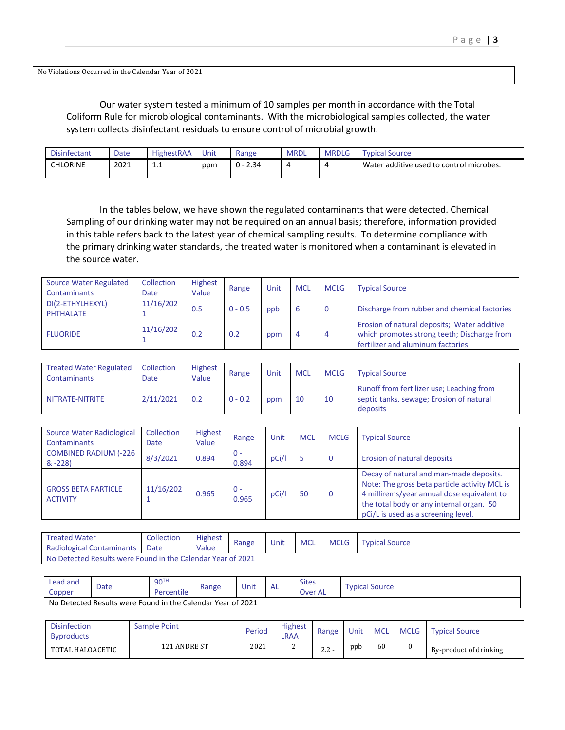No Violations Occurred in the Calendar Year of 2021

Our water system tested a minimum of 10 samples per month in accordance with the Total Coliform Rule for microbiological contaminants. With the microbiological samples collected, the water system collects disinfectant residuals to ensure control of microbial growth.

| Disinfectant | Date | HighestRAA | Unit | Range | MRDL | MRDLG | Typical Source |
|---|---|---|---|---|---|---|---|
| CHLORINE | 2021 | 1.1 | ppm | 0 - 2.34 | 4 | 4 | Water additive used to control microbes. |

In the tables below, we have shown the regulated contaminants that were detected. Chemical Sampling of our drinking water may not be required on an annual basis; therefore, information provided in this table refers back to the latest year of chemical sampling results. To determine compliance with the primary drinking water standards, the treated water is monitored when a contaminant is elevated in the source water.

| Source Water Regulated Contaminants | Collection Date | Highest Value | Range | Unit | MCL | MCLG | Typical Source |
|---|---|---|---|---|---|---|---|
| DI(2-ETHYLHEXYL) PHTHALATE | 11/16/2021 | 0.5 | 0 - 0.5 | ppb | 6 | 0 | Discharge from rubber and chemical factories |
| FLUORIDE | 11/16/2021 | 0.2 | 0.2 | ppm | 4 | 4 | Erosion of natural deposits; Water additive which promotes strong teeth; Discharge from fertilizer and aluminum factories |

| Treated Water Regulated Contaminants | Collection Date | Highest Value | Range | Unit | MCL | MCLG | Typical Source |
|---|---|---|---|---|---|---|---|
| NITRATE-NITRITE | 2/11/2021 | 0.2 | 0 - 0.2 | ppm | 10 | 10 | Runoff from fertilizer use; Leaching from septic tanks, sewage; Erosion of natural deposits |

| Source Water Radiological Contaminants | Collection Date | Highest Value | Range | Unit | MCL | MCLG | Typical Source |
|---|---|---|---|---|---|---|---|
| COMBINED RADIUM (-226 & -228) | 8/3/2021 | 0.894 | 0 - 0.894 | pCi/l | 5 | 0 | Erosion of natural deposits |
| GROSS BETA PARTICLE ACTIVITY | 11/16/2021 | 0.965 | 0 - 0.965 | pCi/l | 50 | 0 | Decay of natural and man-made deposits. Note: The gross beta particle activity MCL is 4 millirems/year annual dose equivalent to the total body or any internal organ. 50 pCi/L is used as a screening level. |

| Treated Water Radiological Contaminants | Collection Date | Highest Value | Range | Unit | MCL | MCLG | Typical Source |
|---|---|---|---|---|---|---|---|
| No Detected Results were Found in the Calendar Year of 2021 | | | | | | | |

| Lead and Copper | Date | 90TH Percentile | Range | Unit | AL | Sites Over AL | Typical Source |
|---|---|---|---|---|---|---|---|
| No Detected Results were Found in the Calendar Year of 2021 | | | | | | | |

| Disinfection Byproducts | Sample Point | Period | Highest LRAA | Range | Unit | MCL | MCLG | Typical Source |
|---|---|---|---|---|---|---|---|---|
| TOTAL HALOACETIC | 121 ANDRE ST | 2021 | 2 | 2.2 - | ppb | 60 | 0 | By-product of drinking |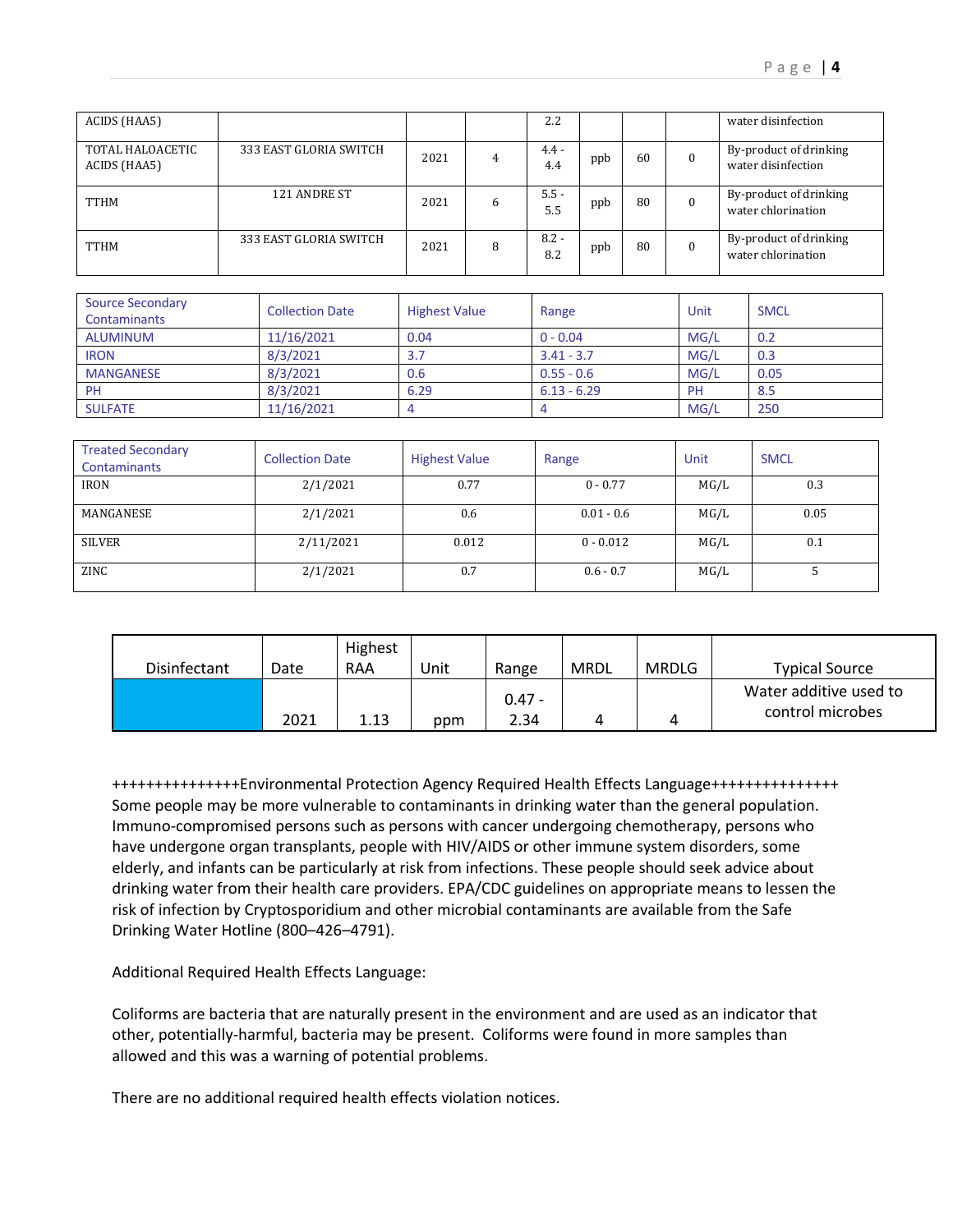| ACIDS (HAA5) | | | | 2.2 | | | | water disinfection |
|---|---|---|---|---|---|---|---|---|
| TOTAL HALOACETIC ACIDS (HAA5) | 333 EAST GLORIA SWITCH | 2021 | 4 | 4.4 - 4.4 | ppb | 60 | 0 | By-product of drinking water disinfection |
| TTHM | 121 ANDRE ST | 2021 | 6 | 5.5 - 5.5 | ppb | 80 | 0 | By-product of drinking water chlorination |
| TTHM | 333 EAST GLORIA SWITCH | 2021 | 8 | 8.2 - 8.2 | ppb | 80 | 0 | By-product of drinking water chlorination |

| Source Secondary Contaminants | Collection Date | Highest Value | Range | Unit | SMCL |
|---|---|---|---|---|---|
| ALUMINUM | 11/16/2021 | 0.04 | 0 - 0.04 | MG/L | 0.2 |
| IRON | 8/3/2021 | 3.7 | 3.41 - 3.7 | MG/L | 0.3 |
| MANGANESE | 8/3/2021 | 0.6 | 0.55 - 0.6 | MG/L | 0.05 |
| PH | 8/3/2021 | 6.29 | 6.13 - 6.29 | PH | 8.5 |
| SULFATE | 11/16/2021 | 4 | 4 | MG/L | 250 |

| Treated Secondary Contaminants | Collection Date | Highest Value | Range | Unit | SMCL |
|---|---|---|---|---|---|
| IRON | 2/1/2021 | 0.77 | 0 - 0.77 | MG/L | 0.3 |
| MANGANESE | 2/1/2021 | 0.6 | 0.01 - 0.6 | MG/L | 0.05 |
| SILVER | 2/11/2021 | 0.012 | 0 - 0.012 | MG/L | 0.1 |
| ZINC | 2/1/2021 | 0.7 | 0.6 - 0.7 | MG/L | 5 |

| Disinfectant | Date | Highest RAA | Unit | Range | MRDL | MRDLG | Typical Source |
|---|---|---|---|---|---|---|---|
| | 2021 | 1.13 | ppm | 0.47 - 2.34 | 4 | 4 | Water additive used to control microbes |

+++++++++++++++Environmental Protection Agency Required Health Effects Language+++++++++++++++
Some people may be more vulnerable to contaminants in drinking water than the general population. Immuno-compromised persons such as persons with cancer undergoing chemotherapy, persons who have undergone organ transplants, people with HIV/AIDS or other immune system disorders, some elderly, and infants can be particularly at risk from infections. These people should seek advice about drinking water from their health care providers. EPA/CDC guidelines on appropriate means to lessen the risk of infection by Cryptosporidium and other microbial contaminants are available from the Safe Drinking Water Hotline (800–426–4791).

Additional Required Health Effects Language:

Coliforms are bacteria that are naturally present in the environment and are used as an indicator that other, potentially-harmful, bacteria may be present. Coliforms were found in more samples than allowed and this was a warning of potential problems.

There are no additional required health effects violation notices.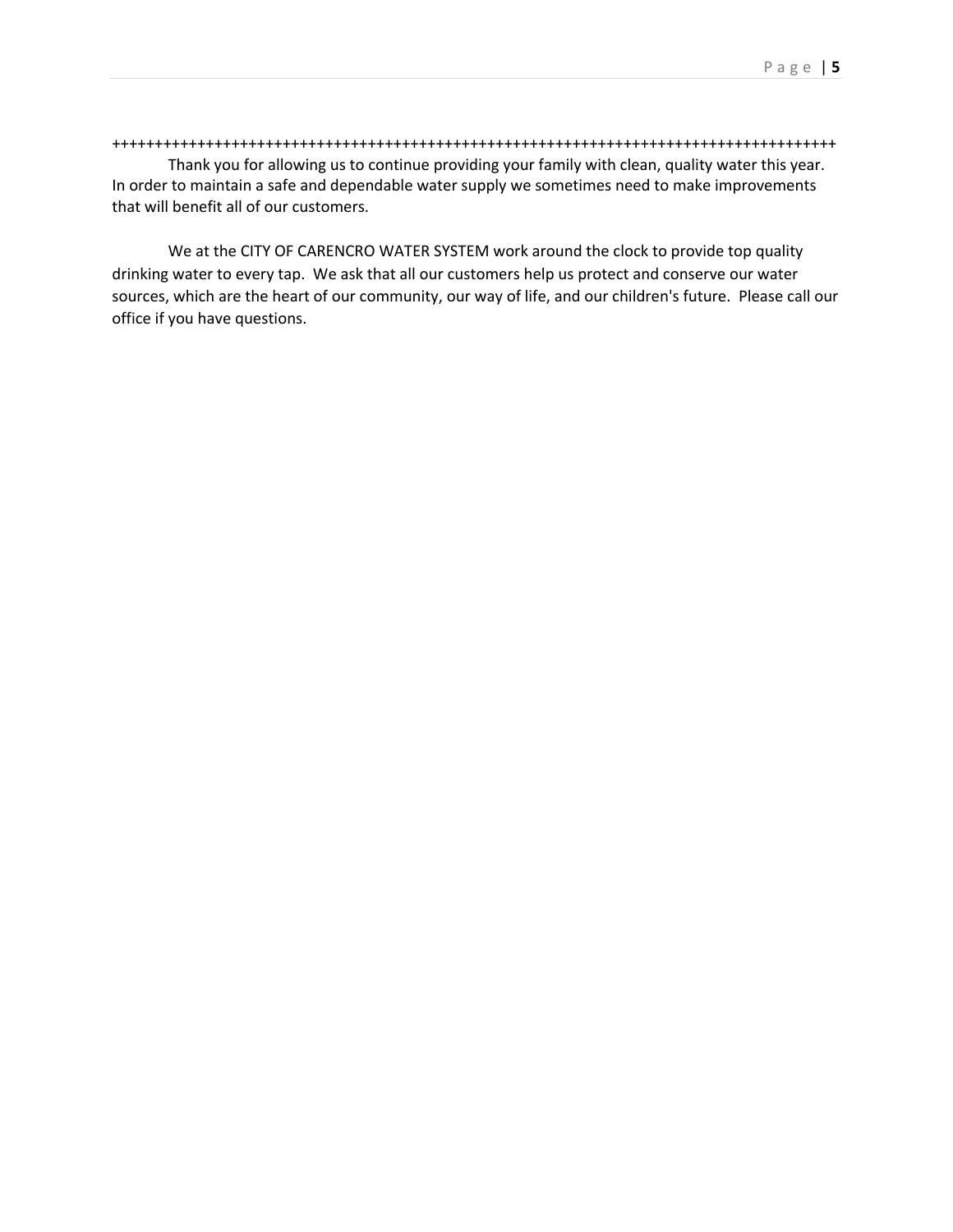++++++++++++++++++++++++++++++++++++++++++++++++++++++++++++++++++++++++++++++++++++++++

Thank you for allowing us to continue providing your family with clean, quality water this year. In order to maintain a safe and dependable water supply we sometimes need to make improvements that will benefit all of our customers.

We at the CITY OF CARENCRO WATER SYSTEM work around the clock to provide top quality drinking water to every tap. We ask that all our customers help us protect and conserve our water sources, which are the heart of our community, our way of life, and our children's future. Please call our office if you have questions.